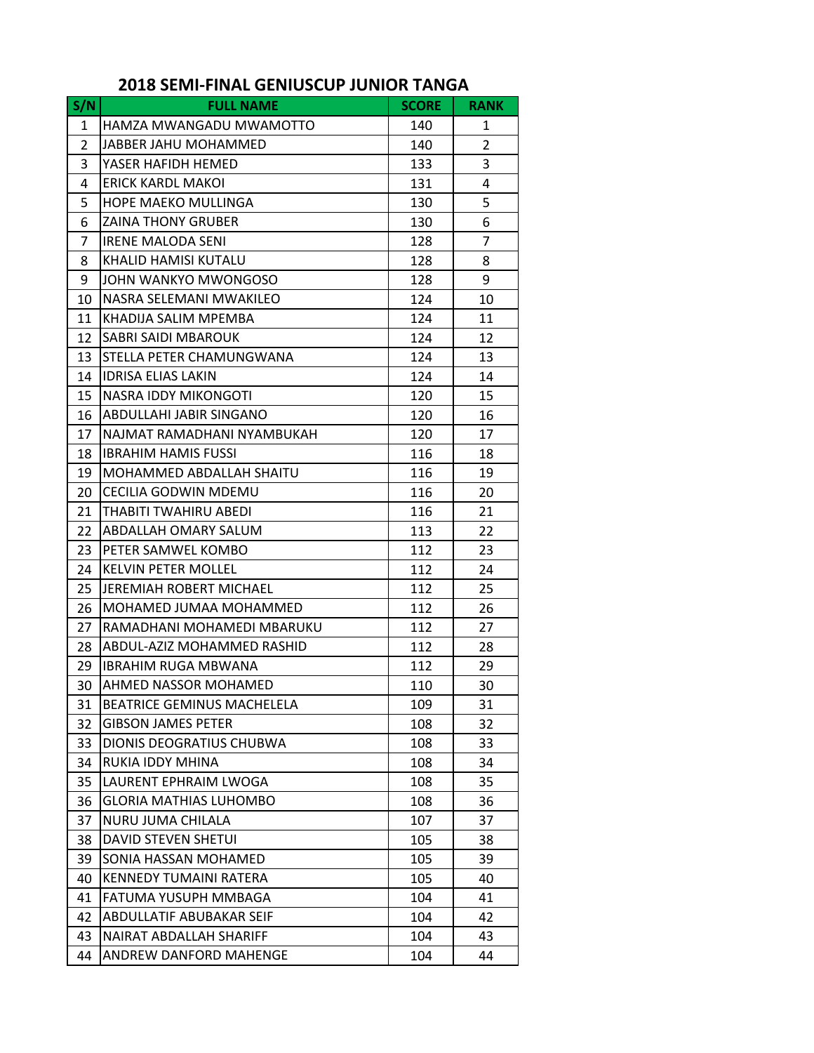# 2018 SEMI-FINAL GENIUSCUP JUNIOR TANGA

| S/N | FULL NAME | SCORE | RANK |
|---|---|---|---|
| 1 | HAMZA MWANGADU MWAMOTTO | 140 | 1 |
| 2 | JABBER JAHU MOHAMMED | 140 | 2 |
| 3 | YASER HAFIDH HEMED | 133 | 3 |
| 4 | ERICK KARDL MAKOI | 131 | 4 |
| 5 | HOPE MAEKO MULLINGA | 130 | 5 |
| 6 | ZAINA THONY GRUBER | 130 | 6 |
| 7 | IRENE MALODA SENI | 128 | 7 |
| 8 | KHALID HAMISI KUTALU | 128 | 8 |
| 9 | JOHN WANKYO MWONGOSO | 128 | 9 |
| 10 | NASRA SELEMANI MWAKILEO | 124 | 10 |
| 11 | KHADIJA SALIM MPEMBA | 124 | 11 |
| 12 | SABRI SAIDI MBAROUK | 124 | 12 |
| 13 | STELLA PETER CHAMUNGWANA | 124 | 13 |
| 14 | IDRISA ELIAS LAKIN | 124 | 14 |
| 15 | NASRA IDDY MIKONGOTI | 120 | 15 |
| 16 | ABDULLAHI JABIR SINGANO | 120 | 16 |
| 17 | NAJMAT RAMADHANI NYAMBUKAH | 120 | 17 |
| 18 | IBRAHIM HAMIS FUSSI | 116 | 18 |
| 19 | MOHAMMED ABDALLAH SHAITU | 116 | 19 |
| 20 | CECILIA GODWIN MDEMU | 116 | 20 |
| 21 | THABITI TWAHIRU ABEDI | 116 | 21 |
| 22 | ABDALLAH OMARY SALUM | 113 | 22 |
| 23 | PETER SAMWEL KOMBO | 112 | 23 |
| 24 | KELVIN PETER MOLLEL | 112 | 24 |
| 25 | JEREMIAH ROBERT MICHAEL | 112 | 25 |
| 26 | MOHAMED JUMAA MOHAMMED | 112 | 26 |
| 27 | RAMADHANI MOHAMEDI MBARUKU | 112 | 27 |
| 28 | ABDUL-AZIZ MOHAMMED RASHID | 112 | 28 |
| 29 | IBRAHIM RUGA MBWANA | 112 | 29 |
| 30 | AHMED NASSOR MOHAMED | 110 | 30 |
| 31 | BEATRICE GEMINUS MACHELELA | 109 | 31 |
| 32 | GIBSON JAMES PETER | 108 | 32 |
| 33 | DIONIS DEOGRATIUS CHUBWA | 108 | 33 |
| 34 | RUKIA IDDY MHINA | 108 | 34 |
| 35 | LAURENT EPHRAIM LWOGA | 108 | 35 |
| 36 | GLORIA MATHIAS LUHOMBO | 108 | 36 |
| 37 | NURU JUMA CHILALA | 107 | 37 |
| 38 | DAVID STEVEN SHETUI | 105 | 38 |
| 39 | SONIA HASSAN MOHAMED | 105 | 39 |
| 40 | KENNEDY TUMAINI RATERA | 105 | 40 |
| 41 | FATUMA YUSUPH MMBAGA | 104 | 41 |
| 42 | ABDULLATIF ABUBAKAR SEIF | 104 | 42 |
| 43 | NAIRAT ABDALLAH SHARIFF | 104 | 43 |
| 44 | ANDREW DANFORD MAHENGE | 104 | 44 |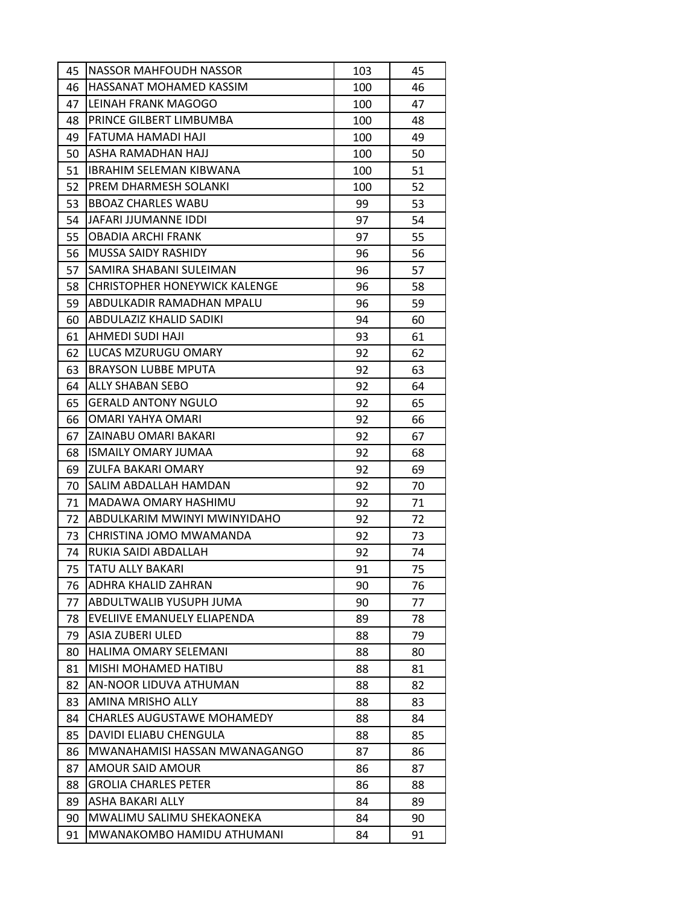| | | | |
|---|---|---|---|
| 45 | NASSOR MAHFOUDH NASSOR | 103 | 45 |
| 46 | HASSANAT MOHAMED KASSIM | 100 | 46 |
| 47 | LEINAH FRANK MAGOGO | 100 | 47 |
| 48 | PRINCE GILBERT LIMBUMBA | 100 | 48 |
| 49 | FATUMA HAMADI HAJI | 100 | 49 |
| 50 | ASHA RAMADHAN HAJJ | 100 | 50 |
| 51 | IBRAHIM SELEMAN KIBWANA | 100 | 51 |
| 52 | PREM DHARMESH SOLANKI | 100 | 52 |
| 53 | BBOAZ CHARLES WABU | 99 | 53 |
| 54 | JAFARI JJUMANNE IDDI | 97 | 54 |
| 55 | OBADIA ARCHI FRANK | 97 | 55 |
| 56 | MUSSA SAIDY RASHIDY | 96 | 56 |
| 57 | SAMIRA SHABANI SULEIMAN | 96 | 57 |
| 58 | CHRISTOPHER HONEYWICK KALENGE | 96 | 58 |
| 59 | ABDULKADIR RAMADHAN MPALU | 96 | 59 |
| 60 | ABDULAZIZ KHALID SADIKI | 94 | 60 |
| 61 | AHMEDI SUDI HAJI | 93 | 61 |
| 62 | LUCAS MZURUGU OMARY | 92 | 62 |
| 63 | BRAYSON LUBBE MPUTA | 92 | 63 |
| 64 | ALLY SHABAN SEBO | 92 | 64 |
| 65 | GERALD ANTONY NGULO | 92 | 65 |
| 66 | OMARI YAHYA OMARI | 92 | 66 |
| 67 | ZAINABU OMARI BAKARI | 92 | 67 |
| 68 | ISMAILY OMARY JUMAA | 92 | 68 |
| 69 | ZULFA BAKARI OMARY | 92 | 69 |
| 70 | SALIM ABDALLAH HAMDAN | 92 | 70 |
| 71 | MADAWA OMARY HASHIMU | 92 | 71 |
| 72 | ABDULKARIM MWINYI MWINYIDAHO | 92 | 72 |
| 73 | CHRISTINA JOMO MWAMANDA | 92 | 73 |
| 74 | RUKIA SAIDI ABDALLAH | 92 | 74 |
| 75 | TATU ALLY BAKARI | 91 | 75 |
| 76 | ADHRA KHALID ZAHRAN | 90 | 76 |
| 77 | ABDULTWALIB YUSUPH JUMA | 90 | 77 |
| 78 | EVELIIVE EMANUELY ELIAPENDA | 89 | 78 |
| 79 | ASIA ZUBERI ULED | 88 | 79 |
| 80 | HALIMA OMARY SELEMANI | 88 | 80 |
| 81 | MISHI MOHAMED HATIBU | 88 | 81 |
| 82 | AN-NOOR LIDUVA ATHUMAN | 88 | 82 |
| 83 | AMINA MRISHO ALLY | 88 | 83 |
| 84 | CHARLES AUGUSTAWE MOHAMEDY | 88 | 84 |
| 85 | DAVIDI ELIABU CHENGULA | 88 | 85 |
| 86 | MWANAHAMISI HASSAN MWANAGANGO | 87 | 86 |
| 87 | AMOUR SAID AMOUR | 86 | 87 |
| 88 | GROLIA CHARLES PETER | 86 | 88 |
| 89 | ASHA BAKARI ALLY | 84 | 89 |
| 90 | MWALIMU SALIMU SHEKAONEKA | 84 | 90 |
| 91 | MWANAKOMBO HAMIDU ATHUMANI | 84 | 91 |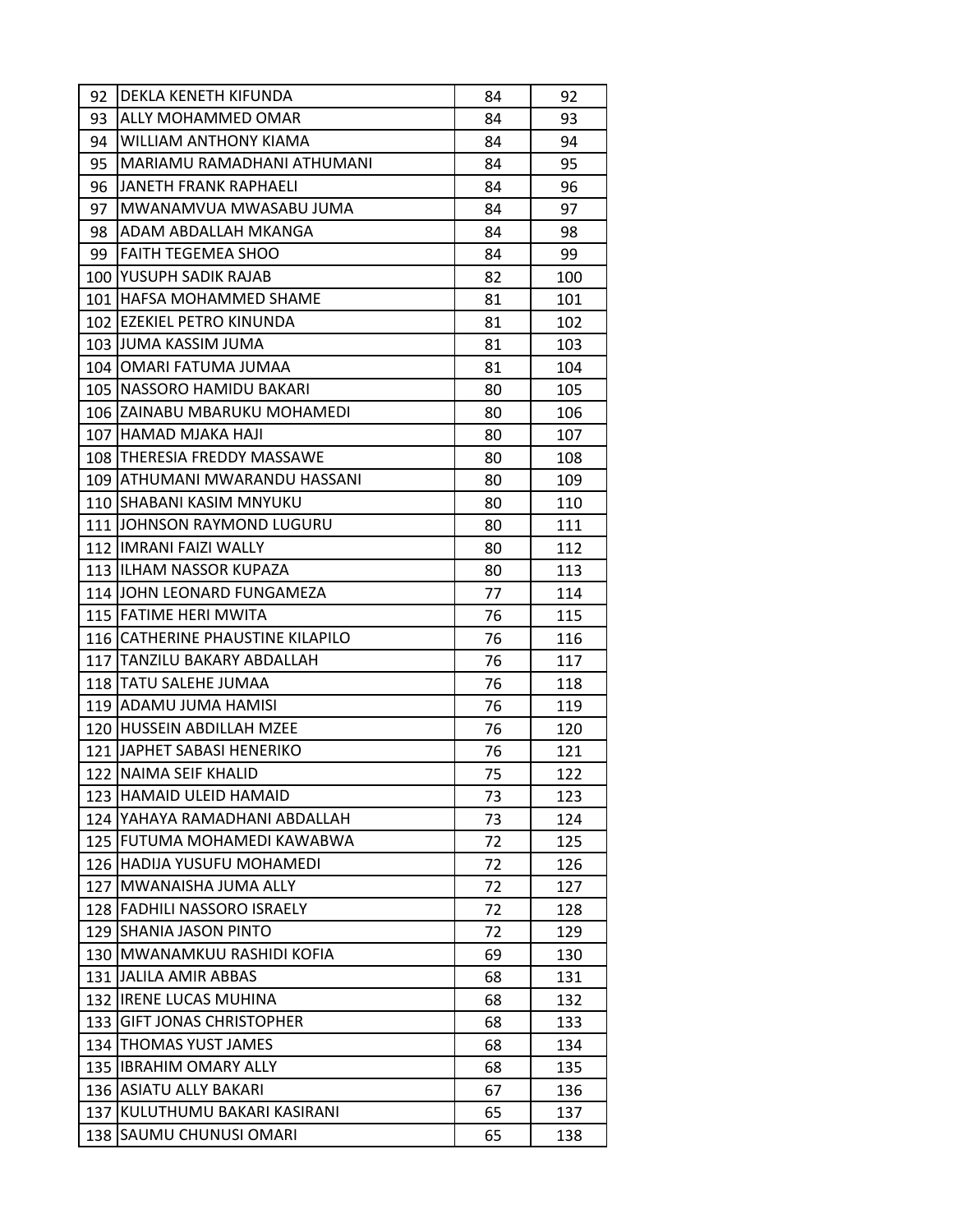| 92 | DEKLA KENETH KIFUNDA | 84 | 92 |
|---|---|---|---|
| 93 | ALLY MOHAMMED OMAR | 84 | 93 |
| 94 | WILLIAM ANTHONY KIAMA | 84 | 94 |
| 95 | MARIAMU RAMADHANI ATHUMANI | 84 | 95 |
| 96 | JANETH FRANK RAPHAELI | 84 | 96 |
| 97 | MWANAMVUA MWASABU JUMA | 84 | 97 |
| 98 | ADAM ABDALLAH MKANGA | 84 | 98 |
| 99 | FAITH TEGEMEA SHOO | 84 | 99 |
| 100 | YUSUPH SADIK RAJAB | 82 | 100 |
| 101 | HAFSA MOHAMMED SHAME | 81 | 101 |
| 102 | EZEKIEL PETRO KINUNDA | 81 | 102 |
| 103 | JUMA KASSIM JUMA | 81 | 103 |
| 104 | OMARI FATUMA JUMAA | 81 | 104 |
| 105 | NASSORO HAMIDU BAKARI | 80 | 105 |
| 106 | ZAINABU MBARUKU MOHAMEDI | 80 | 106 |
| 107 | HAMAD MJAKA HAJI | 80 | 107 |
| 108 | THERESIA FREDDY MASSAWE | 80 | 108 |
| 109 | ATHUMANI MWARANDU HASSANI | 80 | 109 |
| 110 | SHABANI KASIM MNYUKU | 80 | 110 |
| 111 | JOHNSON RAYMOND LUGURU | 80 | 111 |
| 112 | IMRANI FAIZI WALLY | 80 | 112 |
| 113 | ILHAM NASSOR KUPAZA | 80 | 113 |
| 114 | JOHN LEONARD FUNGAMEZA | 77 | 114 |
| 115 | FATIME HERI MWITA | 76 | 115 |
| 116 | CATHERINE PHAUSTINE KILAPILO | 76 | 116 |
| 117 | TANZILU BAKARY ABDALLAH | 76 | 117 |
| 118 | TATU SALEHE JUMAA | 76 | 118 |
| 119 | ADAMU JUMA HAMISI | 76 | 119 |
| 120 | HUSSEIN ABDILLAH MZEE | 76 | 120 |
| 121 | JAPHET SABASI HENERIKO | 76 | 121 |
| 122 | NAIMA SEIF KHALID | 75 | 122 |
| 123 | HAMAID ULEID HAMAID | 73 | 123 |
| 124 | YAHAYA RAMADHANI ABDALLAH | 73 | 124 |
| 125 | FUTUMA MOHAMEDI KAWABWA | 72 | 125 |
| 126 | HADIJA YUSUFU MOHAMEDI | 72 | 126 |
| 127 | MWANAISHA JUMA ALLY | 72 | 127 |
| 128 | FADHILI NASSORO ISRAELY | 72 | 128 |
| 129 | SHANIA JASON PINTO | 72 | 129 |
| 130 | MWANAMKUU RASHIDI KOFIA | 69 | 130 |
| 131 | JALILA AMIR ABBAS | 68 | 131 |
| 132 | IRENE LUCAS MUHINA | 68 | 132 |
| 133 | GIFT JONAS CHRISTOPHER | 68 | 133 |
| 134 | THOMAS YUST JAMES | 68 | 134 |
| 135 | IBRAHIM OMARY ALLY | 68 | 135 |
| 136 | ASIATU ALLY BAKARI | 67 | 136 |
| 137 | KULUTHUMU BAKARI KASIRANI | 65 | 137 |
| 138 | SAUMU CHUNUSI OMARI | 65 | 138 |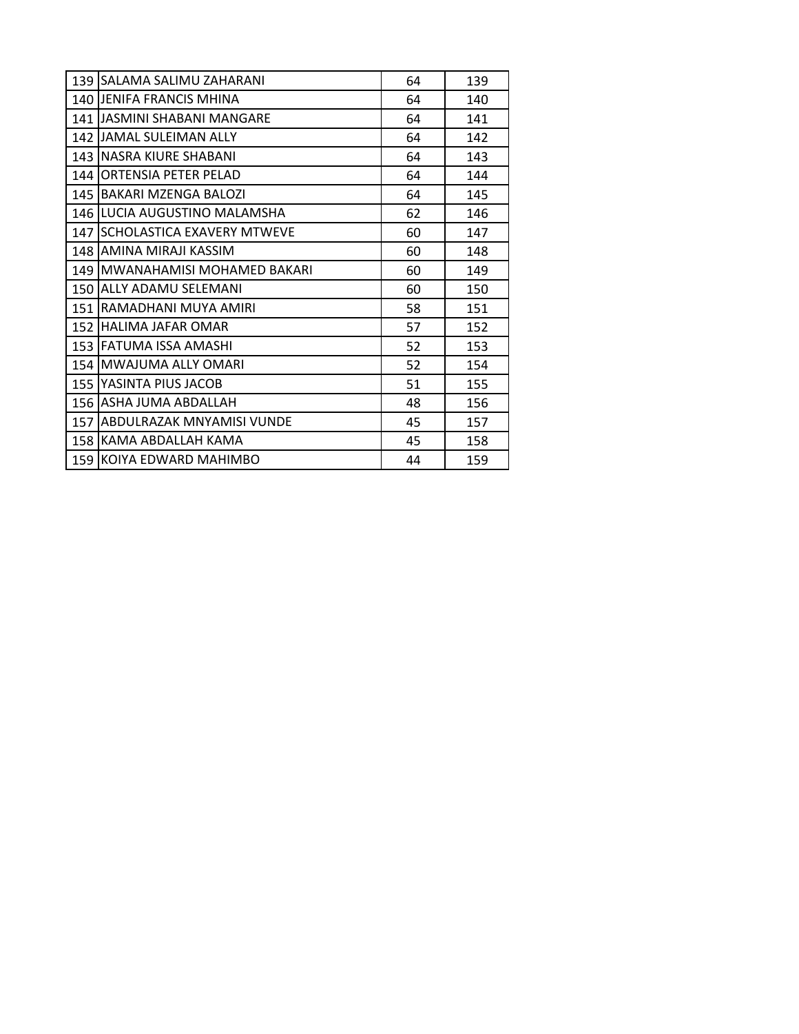| | | | |
|---|---|---|---|
| 139 | SALAMA SALIMU ZAHARANI | 64 | 139 |
| 140 | JENIFA FRANCIS MHINA | 64 | 140 |
| 141 | JASMINI SHABANI MANGARE | 64 | 141 |
| 142 | JAMAL SULEIMAN ALLY | 64 | 142 |
| 143 | NASRA KIURE SHABANI | 64 | 143 |
| 144 | ORTENSIA PETER PELAD | 64 | 144 |
| 145 | BAKARI MZENGA BALOZI | 64 | 145 |
| 146 | LUCIA AUGUSTINO MALAMSHA | 62 | 146 |
| 147 | SCHOLASTICA EXAVERY MTWEVE | 60 | 147 |
| 148 | AMINA MIRAJI KASSIM | 60 | 148 |
| 149 | MWANAHAMISI MOHAMED BAKARI | 60 | 149 |
| 150 | ALLY ADAMU SELEMANI | 60 | 150 |
| 151 | RAMADHANI MUYA AMIRI | 58 | 151 |
| 152 | HALIMA JAFAR OMAR | 57 | 152 |
| 153 | FATUMA ISSA AMASHI | 52 | 153 |
| 154 | MWAJUMA ALLY OMARI | 52 | 154 |
| 155 | YASINTA PIUS JACOB | 51 | 155 |
| 156 | ASHA JUMA ABDALLAH | 48 | 156 |
| 157 | ABDULRAZAK MNYAMISI VUNDE | 45 | 157 |
| 158 | KAMA ABDALLAH KAMA | 45 | 158 |
| 159 | KOIYA EDWARD MAHIMBO | 44 | 159 |